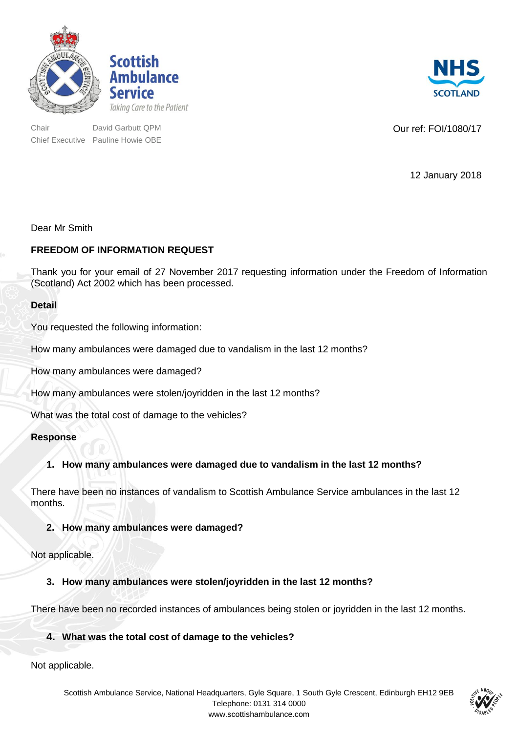Scottish Ambulance Service
*Taking Care to the Patient*

NHS SCOTLAND

Chair David Garbutt QPM
Chief Executive Pauline Howie OBE

Our ref: FOI/1080/17

12 January 2018

Dear Mr Smith

**FREEDOM OF INFORMATION REQUEST**

Thank you for your email of 27 November 2017 requesting information under the Freedom of Information (Scotland) Act 2002 which has been processed.

**Detail**

You requested the following information:

How many ambulances were damaged due to vandalism in the last 12 months?

How many ambulances were damaged?

How many ambulances were stolen/joyridden in the last 12 months?

What was the total cost of damage to the vehicles?

**Response**

1. **How many ambulances were damaged due to vandalism in the last 12 months?**

There have been no instances of vandalism to Scottish Ambulance Service ambulances in the last 12 months.

2. **How many ambulances were damaged?**

Not applicable.

3. **How many ambulances were stolen/joyridden in the last 12 months?**

There have been no recorded instances of ambulances being stolen or joyridden in the last 12 months.

4. **What was the total cost of damage to the vehicles?**

Not applicable.

Scottish Ambulance Service, National Headquarters, Gyle Square, 1 South Gyle Crescent, Edinburgh EH12 9EB
Telephone: 0131 314 0000
www.scottishambulance.com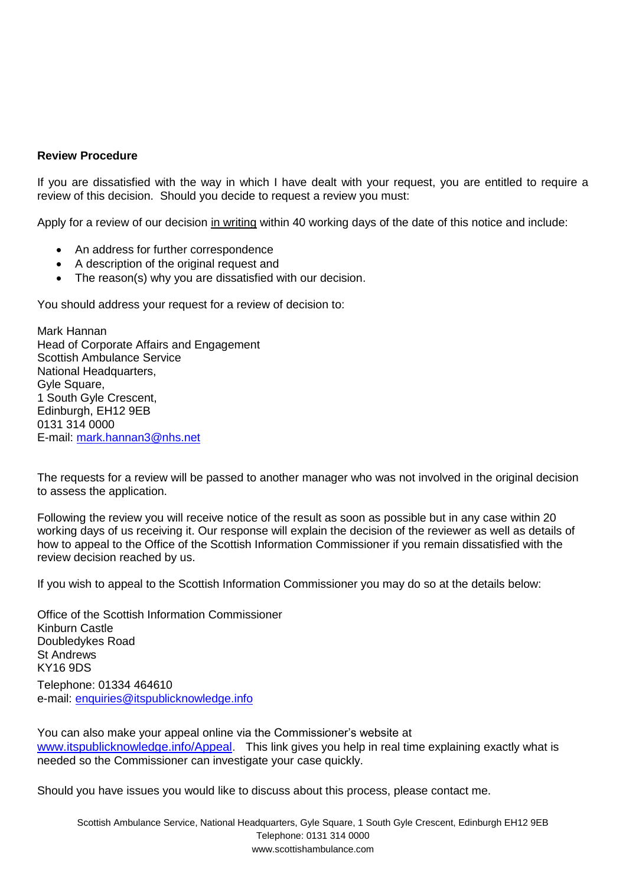**Review Procedure**

If you are dissatisfied with the way in which I have dealt with your request, you are entitled to require a review of this decision. Should you decide to request a review you must:

Apply for a review of our decision in writing within 40 working days of the date of this notice and include:

- An address for further correspondence
- A description of the original request and
- The reason(s) why you are dissatisfied with our decision.

You should address your request for a review of decision to:

Mark Hannan
Head of Corporate Affairs and Engagement
Scottish Ambulance Service
National Headquarters,
Gyle Square,
1 South Gyle Crescent,
Edinburgh, EH12 9EB
0131 314 0000
E-mail: mark.hannan3@nhs.net

The requests for a review will be passed to another manager who was not involved in the original decision to assess the application.

Following the review you will receive notice of the result as soon as possible but in any case within 20 working days of us receiving it. Our response will explain the decision of the reviewer as well as details of how to appeal to the Office of the Scottish Information Commissioner if you remain dissatisfied with the review decision reached by us.

If you wish to appeal to the Scottish Information Commissioner you may do so at the details below:

Office of the Scottish Information Commissioner
Kinburn Castle
Doubledykes Road
St Andrews
KY16 9DS
Telephone: 01334 464610
e-mail: enquiries@itspublicknowledge.info

You can also make your appeal online via the Commissioner's website at www.itspublicknowledge.info/Appeal. This link gives you help in real time explaining exactly what is needed so the Commissioner can investigate your case quickly.

Should you have issues you would like to discuss about this process, please contact me.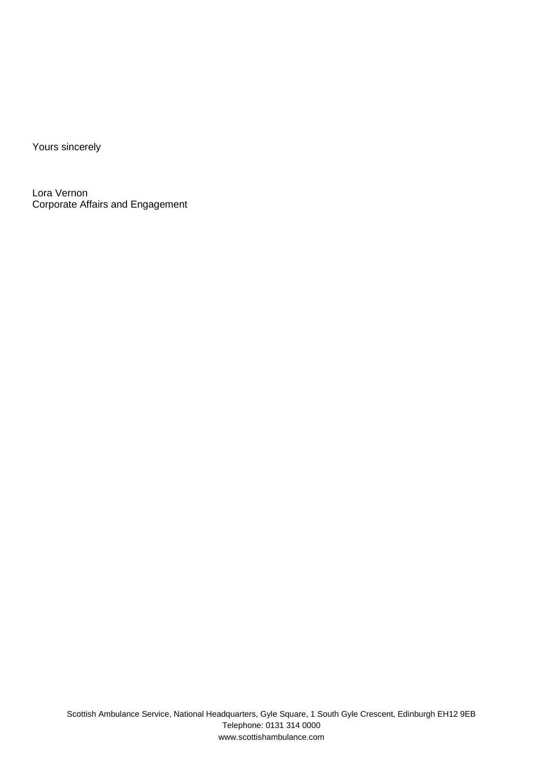Yours sincerely

Lora Vernon
Corporate Affairs and Engagement

Scottish Ambulance Service, National Headquarters, Gyle Square, 1 South Gyle Crescent, Edinburgh EH12 9EB
Telephone: 0131 314 0000
www.scottishambulance.com